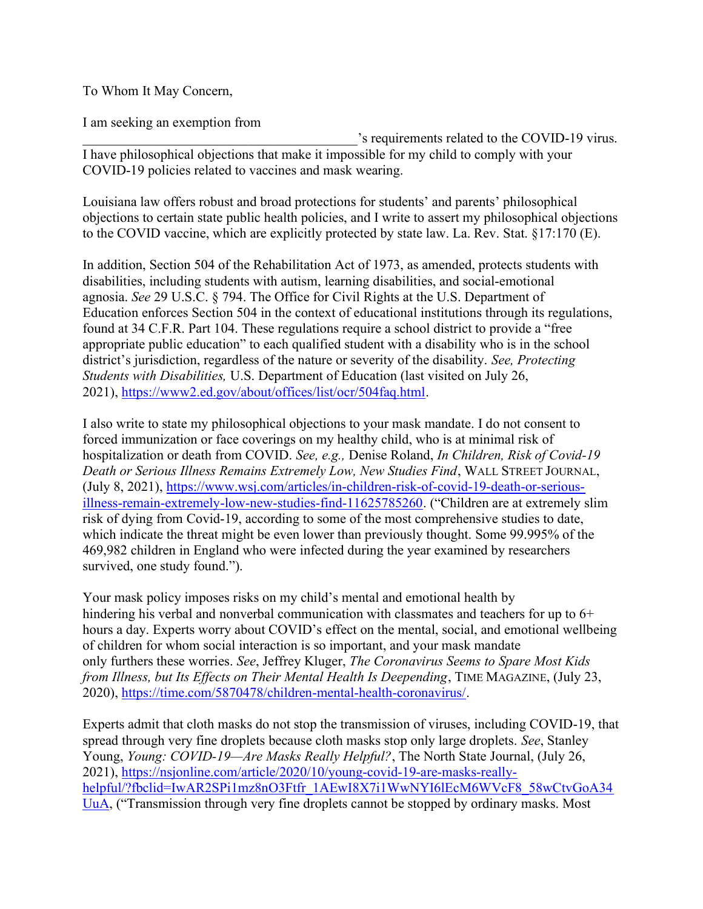To Whom It May Concern,

I am seeking an exemption from ________________________________________'s requirements related to the COVID-19 virus. I have philosophical objections that make it impossible for my child to comply with your COVID-19 policies related to vaccines and mask wearing.

Louisiana law offers robust and broad protections for students' and parents' philosophical objections to certain state public health policies, and I write to assert my philosophical objections to the COVID vaccine, which are explicitly protected by state law. La. Rev. Stat. §17:170 (E).

In addition, Section 504 of the Rehabilitation Act of 1973, as amended, protects students with disabilities, including students with autism, learning disabilities, and social-emotional agnosia. *See* 29 U.S.C. § 794. The Office for Civil Rights at the U.S. Department of Education enforces Section 504 in the context of educational institutions through its regulations, found at 34 C.F.R. Part 104. These regulations require a school district to provide a "free appropriate public education" to each qualified student with a disability who is in the school district's jurisdiction, regardless of the nature or severity of the disability. *See, Protecting Students with Disabilities,* U.S. Department of Education (last visited on July 26, 2021), https://www2.ed.gov/about/offices/list/ocr/504faq.html.

I also write to state my philosophical objections to your mask mandate. I do not consent to forced immunization or face coverings on my healthy child, who is at minimal risk of hospitalization or death from COVID. *See, e.g.,* Denise Roland, *In Children, Risk of Covid-19 Death or Serious Illness Remains Extremely Low, New Studies Find*, WALL STREET JOURNAL, (July 8, 2021), https://www.wsj.com/articles/in-children-risk-of-covid-19-death-or-serious-illness-remain-extremely-low-new-studies-find-11625785260. ("Children are at extremely slim risk of dying from Covid-19, according to some of the most comprehensive studies to date, which indicate the threat might be even lower than previously thought. Some 99.995% of the 469,982 children in England who were infected during the year examined by researchers survived, one study found.").

Your mask policy imposes risks on my child's mental and emotional health by hindering his verbal and nonverbal communication with classmates and teachers for up to 6+ hours a day. Experts worry about COVID's effect on the mental, social, and emotional wellbeing of children for whom social interaction is so important, and your mask mandate only furthers these worries. *See*, Jeffrey Kluger, *The Coronavirus Seems to Spare Most Kids from Illness, but Its Effects on Their Mental Health Is Deepending*, TIME MAGAZINE, (July 23, 2020), https://time.com/5870478/children-mental-health-coronavirus/.

Experts admit that cloth masks do not stop the transmission of viruses, including COVID-19, that spread through very fine droplets because cloth masks stop only large droplets. *See*, Stanley Young, *Young: COVID-19—Are Masks Really Helpful?*, The North State Journal, (July 26, 2021), https://nsjonline.com/article/2020/10/young-covid-19-are-masks-really-helpful/?fbclid=IwAR2SPi1mz8nO3Ftfr_1AEwI8X7i1WwNYI6lEcM6WVcF8_58wCtvGoA34UuA, ("Transmission through very fine droplets cannot be stopped by ordinary masks. Most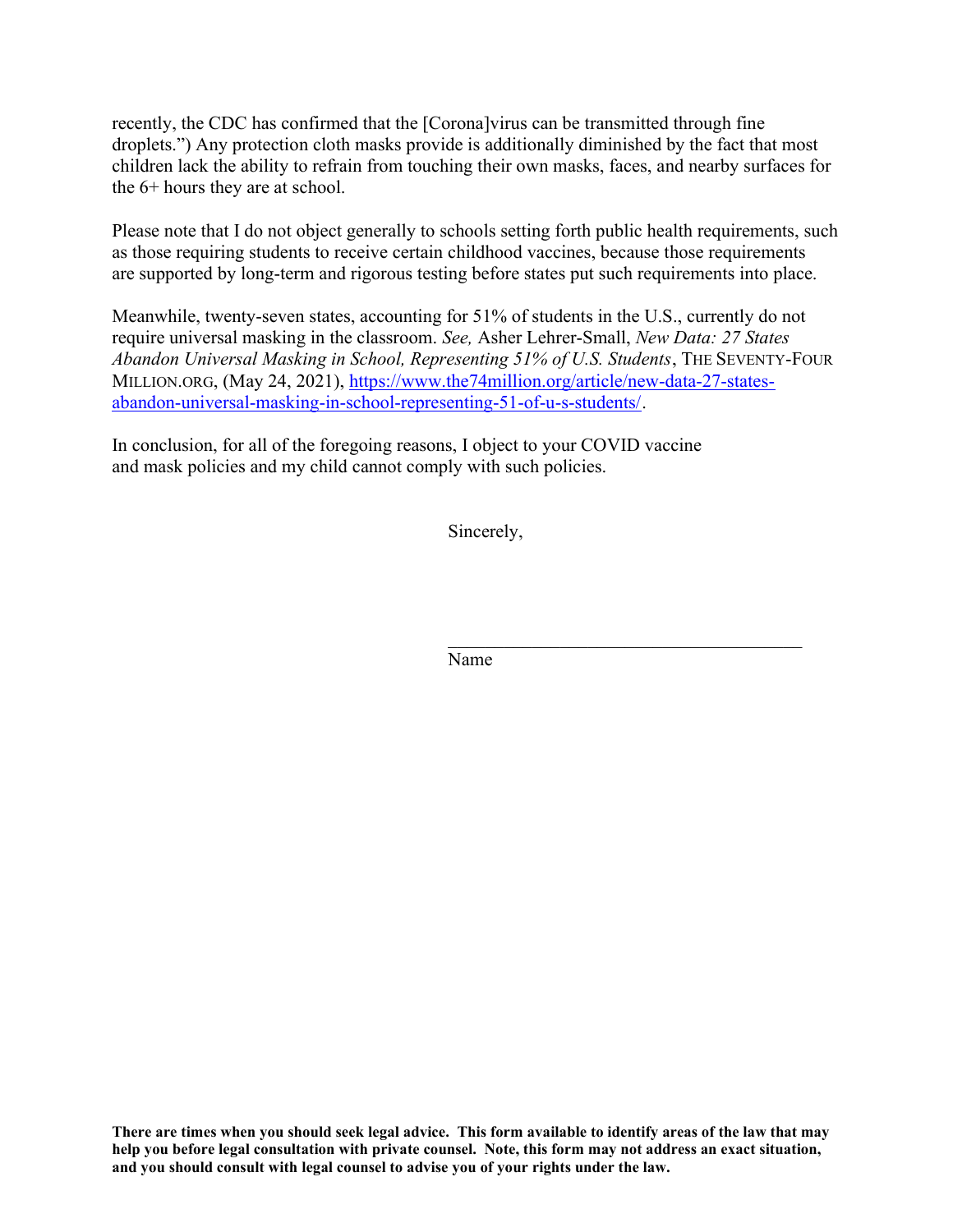recently, the CDC has confirmed that the [Corona]virus can be transmitted through fine droplets.") Any protection cloth masks provide is additionally diminished by the fact that most children lack the ability to refrain from touching their own masks, faces, and nearby surfaces for the 6+ hours they are at school.

Please note that I do not object generally to schools setting forth public health requirements, such as those requiring students to receive certain childhood vaccines, because those requirements are supported by long-term and rigorous testing before states put such requirements into place.

Meanwhile, twenty-seven states, accounting for 51% of students in the U.S., currently do not require universal masking in the classroom. *See,* Asher Lehrer-Small, *New Data: 27 States Abandon Universal Masking in School, Representing 51% of U.S. Students*, THE SEVENTY-FOUR MILLION.ORG, (May 24, 2021), [https://www.the74million.org/article/new-data-27-states-abandon-universal-masking-in-school-representing-51-of-u-s-students/](https://www.the74million.org/article/new-data-27-states-abandon-universal-masking-in-school-representing-51-of-u-s-students/).

In conclusion, for all of the foregoing reasons, I object to your COVID vaccine and mask policies and my child cannot comply with such policies.

Sincerely,

\_\_\_\_\_\_\_\_\_\_\_\_\_\_\_\_\_\_\_\_\_\_\_\_\_\_\_\_\_\_\_\_\_\_\_\_\_\_\_\_

Name

**There are times when you should seek legal advice. This form available to identify areas of the law that may help you before legal consultation with private counsel. Note, this form may not address an exact situation, and you should consult with legal counsel to advise you of your rights under the law.**